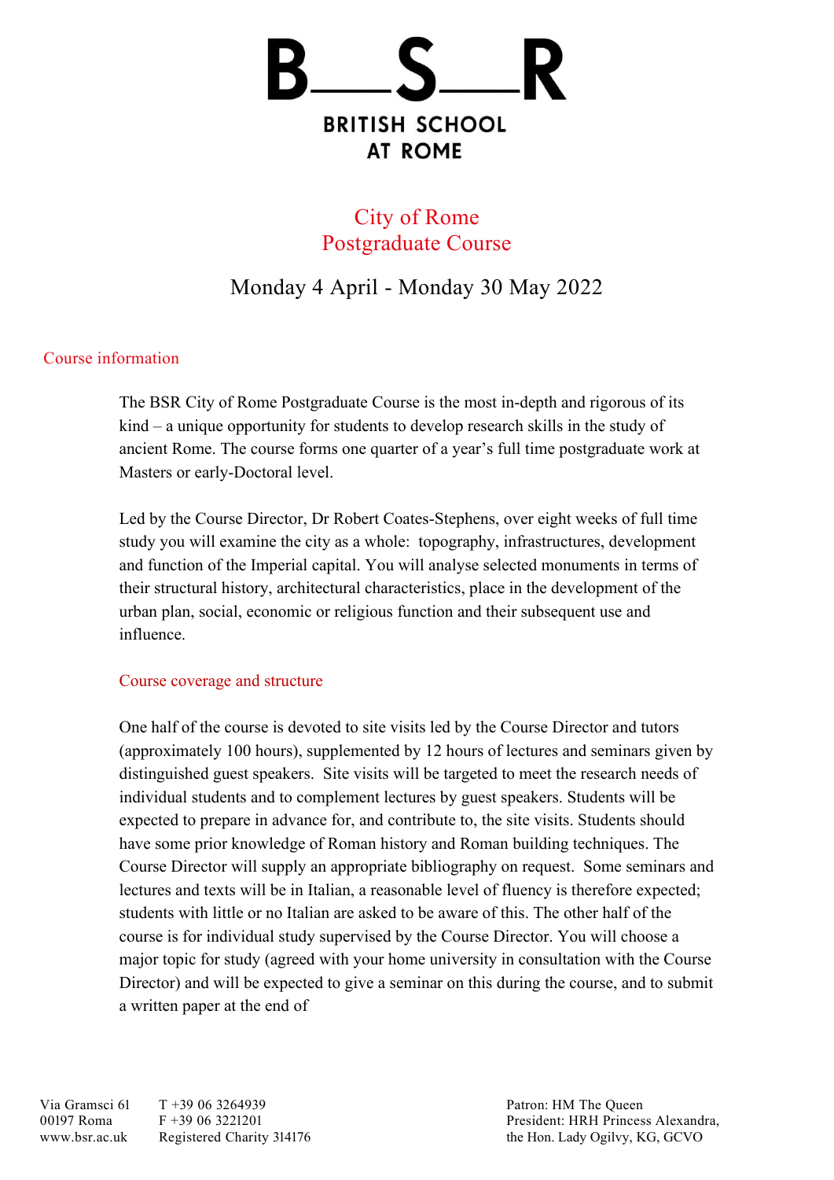# BRITISH SCHOOL AT ROME

## City of Rome
## Postgraduate Course

Monday 4 April - Monday 30 May 2022

### Course information

The BSR City of Rome Postgraduate Course is the most in-depth and rigorous of its kind – a unique opportunity for students to develop research skills in the study of ancient Rome. The course forms one quarter of a year's full time postgraduate work at Masters or early-Doctoral level.

Led by the Course Director, Dr Robert Coates-Stephens, over eight weeks of full time study you will examine the city as a whole: topography, infrastructures, development and function of the Imperial capital. You will analyse selected monuments in terms of their structural history, architectural characteristics, place in the development of the urban plan, social, economic or religious function and their subsequent use and influence.

### Course coverage and structure

One half of the course is devoted to site visits led by the Course Director and tutors (approximately 100 hours), supplemented by 12 hours of lectures and seminars given by distinguished guest speakers. Site visits will be targeted to meet the research needs of individual students and to complement lectures by guest speakers. Students will be expected to prepare in advance for, and contribute to, the site visits. Students should have some prior knowledge of Roman history and Roman building techniques. The Course Director will supply an appropriate bibliography on request. Some seminars and lectures and texts will be in Italian, a reasonable level of fluency is therefore expected; students with little or no Italian are asked to be aware of this. The other half of the course is for individual study supervised by the Course Director. You will choose a major topic for study (agreed with your home university in consultation with the Course Director) and will be expected to give a seminar on this during the course, and to submit a written paper at the end of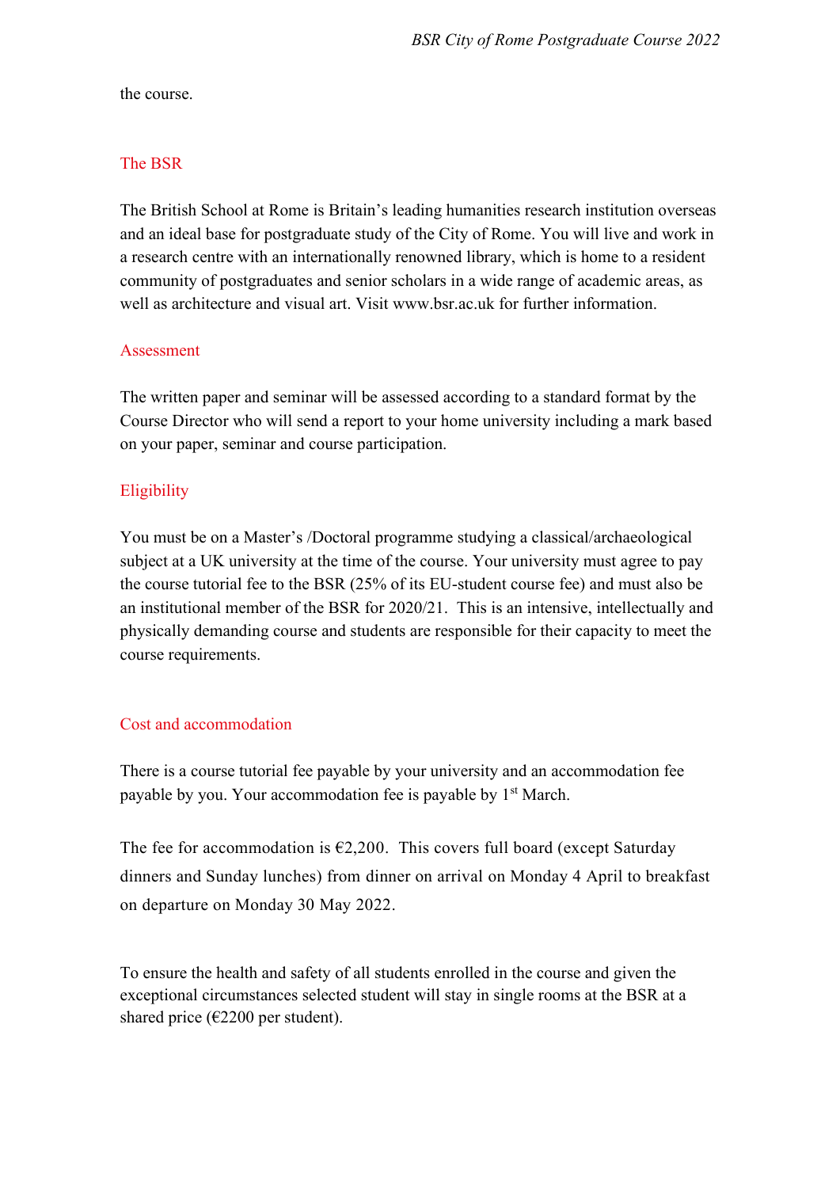the course.

## The BSR

The British School at Rome is Britain's leading humanities research institution overseas and an ideal base for postgraduate study of the City of Rome. You will live and work in a research centre with an internationally renowned library, which is home to a resident community of postgraduates and senior scholars in a wide range of academic areas, as well as architecture and visual art. Visit www.bsr.ac.uk for further information.

## Assessment

The written paper and seminar will be assessed according to a standard format by the Course Director who will send a report to your home university including a mark based on your paper, seminar and course participation.

## Eligibility

You must be on a Master's /Doctoral programme studying a classical/archaeological subject at a UK university at the time of the course. Your university must agree to pay the course tutorial fee to the BSR (25% of its EU-student course fee) and must also be an institutional member of the BSR for 2020/21. This is an intensive, intellectually and physically demanding course and students are responsible for their capacity to meet the course requirements.

## Cost and accommodation

There is a course tutorial fee payable by your university and an accommodation fee payable by you. Your accommodation fee is payable by 1st March.

The fee for accommodation is €2,200. This covers full board (except Saturday dinners and Sunday lunches) from dinner on arrival on Monday 4 April to breakfast on departure on Monday 30 May 2022.

To ensure the health and safety of all students enrolled in the course and given the exceptional circumstances selected student will stay in single rooms at the BSR at a shared price (€2200 per student).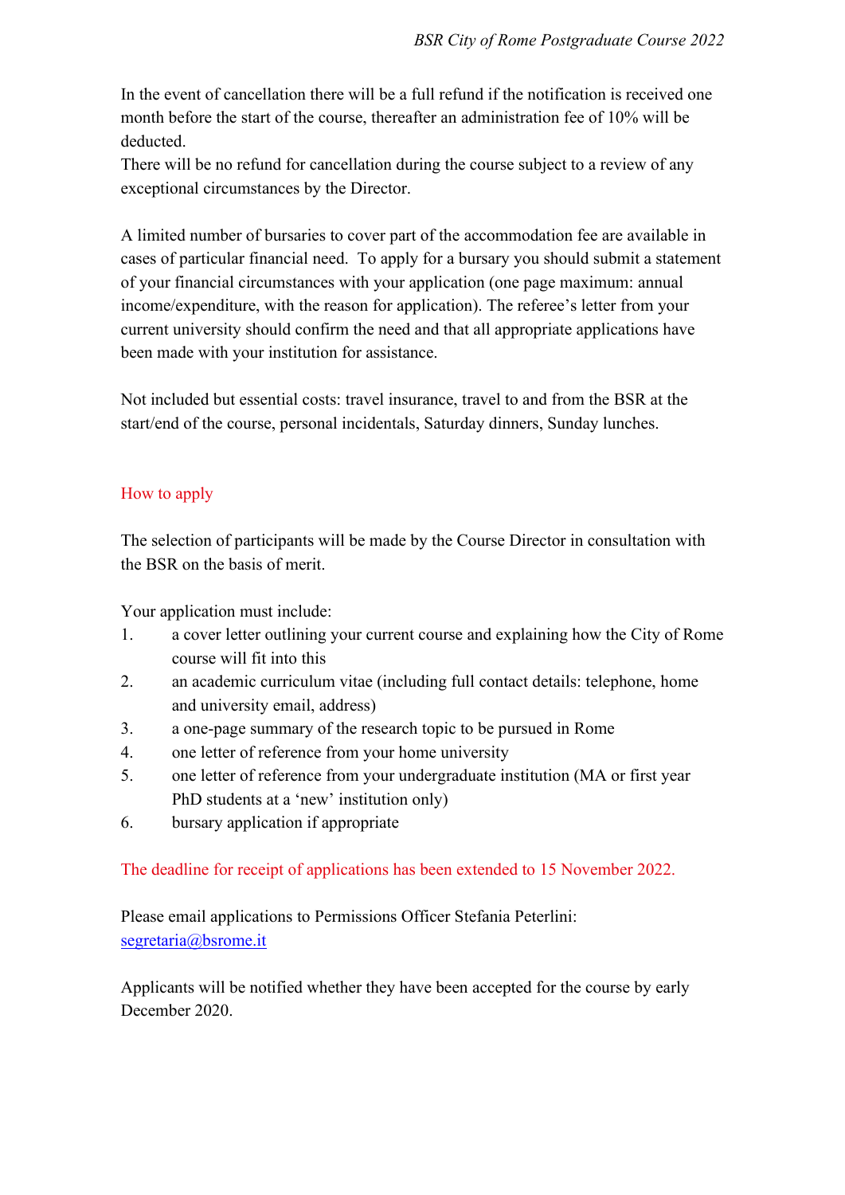In the event of cancellation there will be a full refund if the notification is received one month before the start of the course, thereafter an administration fee of 10% will be deducted.
There will be no refund for cancellation during the course subject to a review of any exceptional circumstances by the Director.

A limited number of bursaries to cover part of the accommodation fee are available in cases of particular financial need. To apply for a bursary you should submit a statement of your financial circumstances with your application (one page maximum: annual income/expenditure, with the reason for application). The referee's letter from your current university should confirm the need and that all appropriate applications have been made with your institution for assistance.

Not included but essential costs: travel insurance, travel to and from the BSR at the start/end of the course, personal incidentals, Saturday dinners, Sunday lunches.

## How to apply

The selection of participants will be made by the Course Director in consultation with the BSR on the basis of merit.

Your application must include:

1. a cover letter outlining your current course and explaining how the City of Rome course will fit into this
2. an academic curriculum vitae (including full contact details: telephone, home and university email, address)
3. a one-page summary of the research topic to be pursued in Rome
4. one letter of reference from your home university
5. one letter of reference from your undergraduate institution (MA or first year PhD students at a 'new' institution only)
6. bursary application if appropriate

The deadline for receipt of applications has been extended to 15 November 2022.

Please email applications to Permissions Officer Stefania Peterlini: [segretaria@bsrome.it](mailto:segretaria@bsrome.it)

Applicants will be notified whether they have been accepted for the course by early December 2020.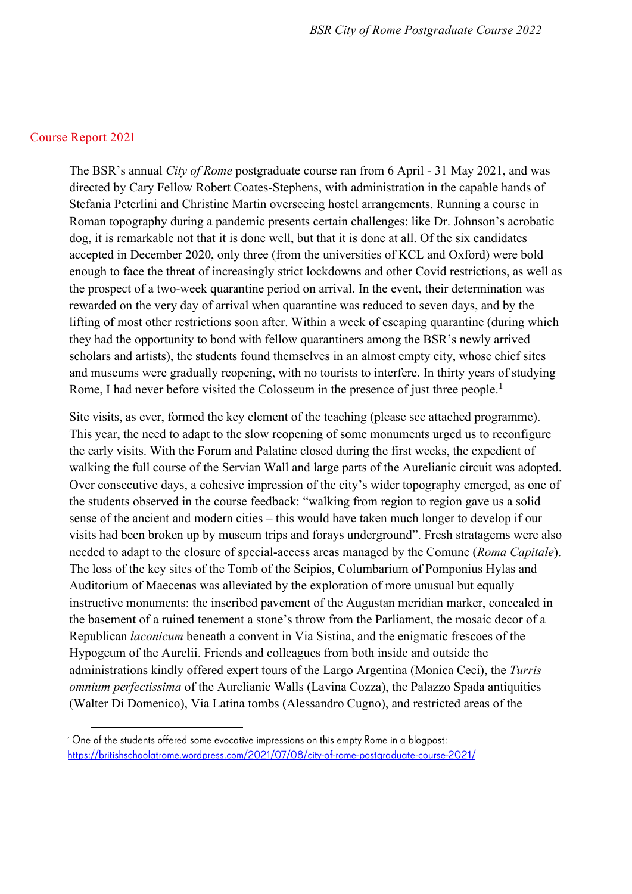## Course Report 2021

The BSR's annual *City of Rome* postgraduate course ran from 6 April - 31 May 2021, and was directed by Cary Fellow Robert Coates-Stephens, with administration in the capable hands of Stefania Peterlini and Christine Martin overseeing hostel arrangements. Running a course in Roman topography during a pandemic presents certain challenges: like Dr. Johnson's acrobatic dog, it is remarkable not that it is done well, but that it is done at all. Of the six candidates accepted in December 2020, only three (from the universities of KCL and Oxford) were bold enough to face the threat of increasingly strict lockdowns and other Covid restrictions, as well as the prospect of a two-week quarantine period on arrival. In the event, their determination was rewarded on the very day of arrival when quarantine was reduced to seven days, and by the lifting of most other restrictions soon after. Within a week of escaping quarantine (during which they had the opportunity to bond with fellow quarantiners among the BSR's newly arrived scholars and artists), the students found themselves in an almost empty city, whose chief sites and museums were gradually reopening, with no tourists to interfere. In thirty years of studying Rome, I had never before visited the Colosseum in the presence of just three people.[1]

Site visits, as ever, formed the key element of the teaching (please see attached programme). This year, the need to adapt to the slow reopening of some monuments urged us to reconfigure the early visits. With the Forum and Palatine closed during the first weeks, the expedient of walking the full course of the Servian Wall and large parts of the Aurelianic circuit was adopted. Over consecutive days, a cohesive impression of the city's wider topography emerged, as one of the students observed in the course feedback: "walking from region to region gave us a solid sense of the ancient and modern cities – this would have taken much longer to develop if our visits had been broken up by museum trips and forays underground". Fresh stratagems were also needed to adapt to the closure of special-access areas managed by the Comune (*Roma Capitale*). The loss of the key sites of the Tomb of the Scipios, Columbarium of Pomponius Hylas and Auditorium of Maecenas was alleviated by the exploration of more unusual but equally instructive monuments: the inscribed pavement of the Augustan meridian marker, concealed in the basement of a ruined tenement a stone's throw from the Parliament, the mosaic decor of a Republican *laconicum* beneath a convent in Via Sistina, and the enigmatic frescoes of the Hypogeum of the Aurelii. Friends and colleagues from both inside and outside the administrations kindly offered expert tours of the Largo Argentina (Monica Ceci), the *Turris omnium perfectissima* of the Aurelianic Walls (Lavina Cozza), the Palazzo Spada antiquities (Walter Di Domenico), Via Latina tombs (Alessandro Cugno), and restricted areas of the

[1] One of the students offered some evocative impressions on this empty Rome in a blogpost: https://britishschoolatrome.wordpress.com/2021/07/08/city-of-rome-postgraduate-course-2021/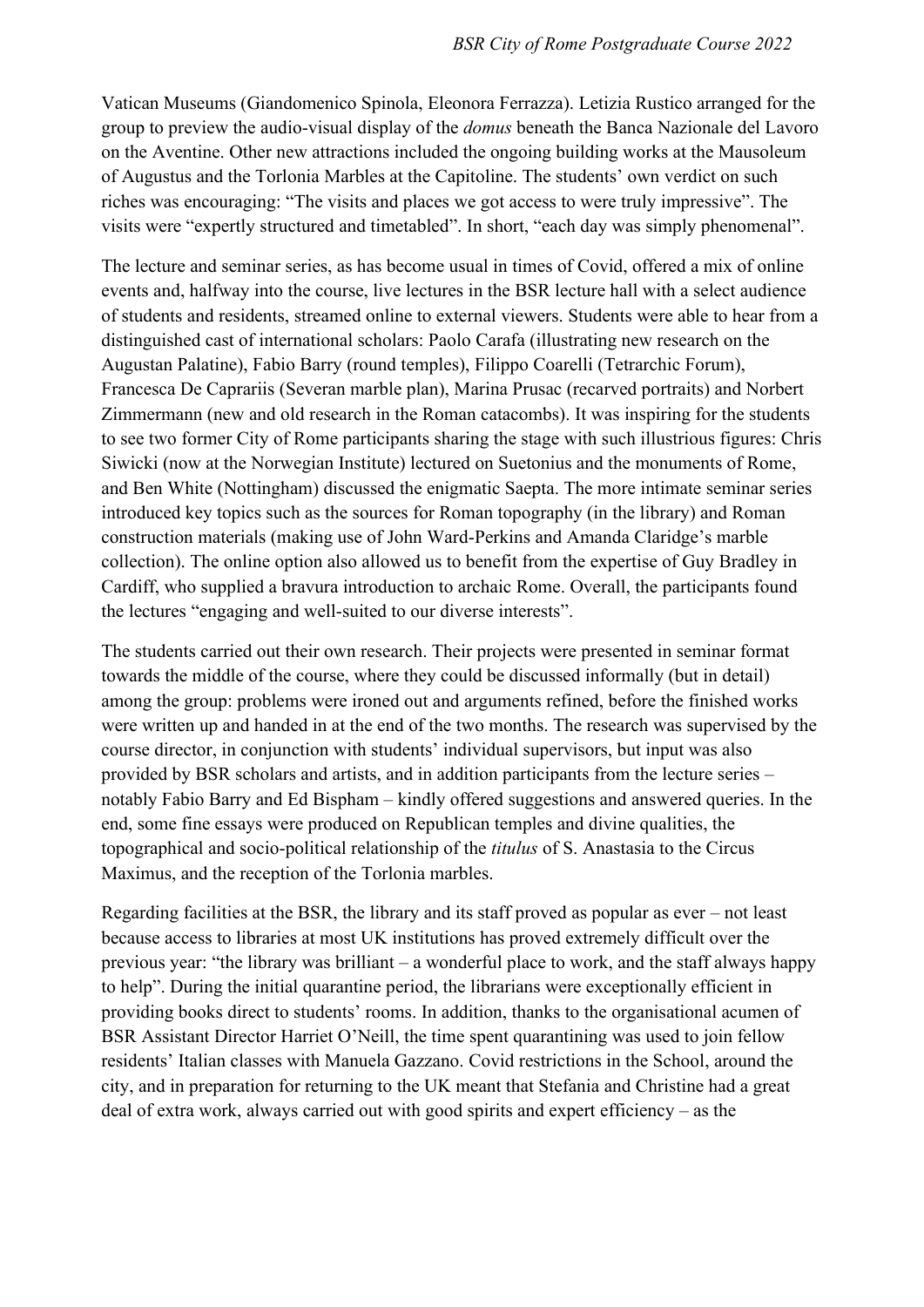Vatican Museums (Giandomenico Spinola, Eleonora Ferrazza). Letizia Rustico arranged for the group to preview the audio-visual display of the *domus* beneath the Banca Nazionale del Lavoro on the Aventine. Other new attractions included the ongoing building works at the Mausoleum of Augustus and the Torlonia Marbles at the Capitoline. The students' own verdict on such riches was encouraging: "The visits and places we got access to were truly impressive". The visits were "expertly structured and timetabled". In short, "each day was simply phenomenal".

The lecture and seminar series, as has become usual in times of Covid, offered a mix of online events and, halfway into the course, live lectures in the BSR lecture hall with a select audience of students and residents, streamed online to external viewers. Students were able to hear from a distinguished cast of international scholars: Paolo Carafa (illustrating new research on the Augustan Palatine), Fabio Barry (round temples), Filippo Coarelli (Tetrarchic Forum), Francesca De Caprariis (Severan marble plan), Marina Prusac (recarved portraits) and Norbert Zimmermann (new and old research in the Roman catacombs). It was inspiring for the students to see two former City of Rome participants sharing the stage with such illustrious figures: Chris Siwicki (now at the Norwegian Institute) lectured on Suetonius and the monuments of Rome, and Ben White (Nottingham) discussed the enigmatic Saepta. The more intimate seminar series introduced key topics such as the sources for Roman topography (in the library) and Roman construction materials (making use of John Ward-Perkins and Amanda Claridge's marble collection). The online option also allowed us to benefit from the expertise of Guy Bradley in Cardiff, who supplied a bravura introduction to archaic Rome. Overall, the participants found the lectures "engaging and well-suited to our diverse interests".

The students carried out their own research. Their projects were presented in seminar format towards the middle of the course, where they could be discussed informally (but in detail) among the group: problems were ironed out and arguments refined, before the finished works were written up and handed in at the end of the two months. The research was supervised by the course director, in conjunction with students' individual supervisors, but input was also provided by BSR scholars and artists, and in addition participants from the lecture series – notably Fabio Barry and Ed Bispham – kindly offered suggestions and answered queries. In the end, some fine essays were produced on Republican temples and divine qualities, the topographical and socio-political relationship of the *titulus* of S. Anastasia to the Circus Maximus, and the reception of the Torlonia marbles.

Regarding facilities at the BSR, the library and its staff proved as popular as ever – not least because access to libraries at most UK institutions has proved extremely difficult over the previous year: "the library was brilliant – a wonderful place to work, and the staff always happy to help". During the initial quarantine period, the librarians were exceptionally efficient in providing books direct to students' rooms. In addition, thanks to the organisational acumen of BSR Assistant Director Harriet O'Neill, the time spent quarantining was used to join fellow residents' Italian classes with Manuela Gazzano. Covid restrictions in the School, around the city, and in preparation for returning to the UK meant that Stefania and Christine had a great deal of extra work, always carried out with good spirits and expert efficiency – as the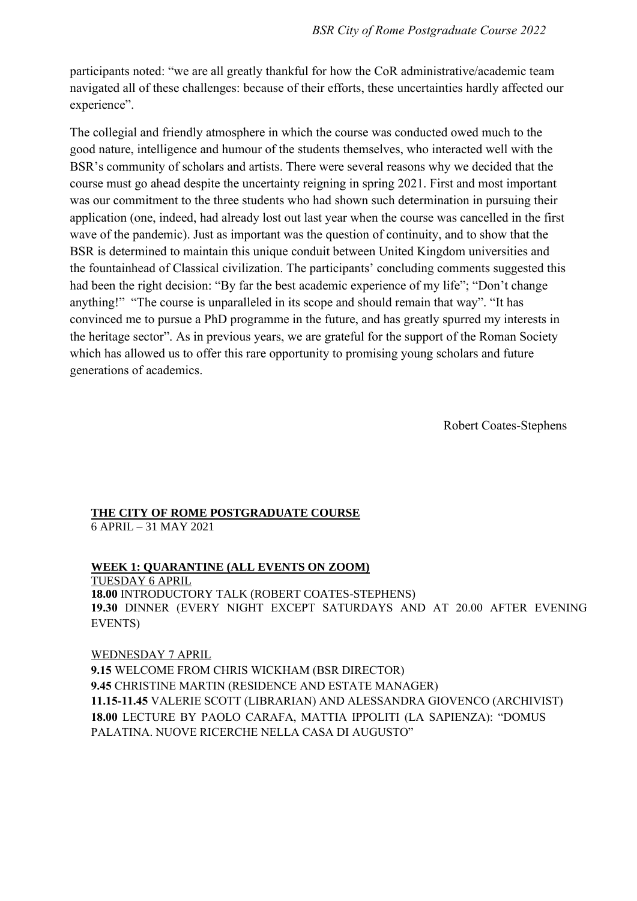participants noted: "we are all greatly thankful for how the CoR administrative/academic team navigated all of these challenges: because of their efforts, these uncertainties hardly affected our experience".

The collegial and friendly atmosphere in which the course was conducted owed much to the good nature, intelligence and humour of the students themselves, who interacted well with the BSR's community of scholars and artists. There were several reasons why we decided that the course must go ahead despite the uncertainty reigning in spring 2021. First and most important was our commitment to the three students who had shown such determination in pursuing their application (one, indeed, had already lost out last year when the course was cancelled in the first wave of the pandemic). Just as important was the question of continuity, and to show that the BSR is determined to maintain this unique conduit between United Kingdom universities and the fountainhead of Classical civilization. The participants' concluding comments suggested this had been the right decision: "By far the best academic experience of my life"; "Don't change anything!" "The course is unparalleled in its scope and should remain that way". "It has convinced me to pursue a PhD programme in the future, and has greatly spurred my interests in the heritage sector". As in previous years, we are grateful for the support of the Roman Society which has allowed us to offer this rare opportunity to promising young scholars and future generations of academics.

Robert Coates-Stephens

**THE CITY OF ROME POSTGRADUATE COURSE**
6 APRIL – 31 MAY 2021

**WEEK 1: QUARANTINE (ALL EVENTS ON ZOOM)**

TUESDAY 6 APRIL

**18.00** INTRODUCTORY TALK (ROBERT COATES-STEPHENS)
**19.30** DINNER (EVERY NIGHT EXCEPT SATURDAYS AND AT 20.00 AFTER EVENING EVENTS)

WEDNESDAY 7 APRIL

**9.15** WELCOME FROM CHRIS WICKHAM (BSR DIRECTOR)
**9.45** CHRISTINE MARTIN (RESIDENCE AND ESTATE MANAGER)
**11.15-11.45** VALERIE SCOTT (LIBRARIAN) AND ALESSANDRA GIOVENCO (ARCHIVIST)
**18.00** LECTURE BY PAOLO CARAFA, MATTIA IPPOLITI (LA SAPIENZA): "DOMUS PALATINA. NUOVE RICERCHE NELLA CASA DI AUGUSTO"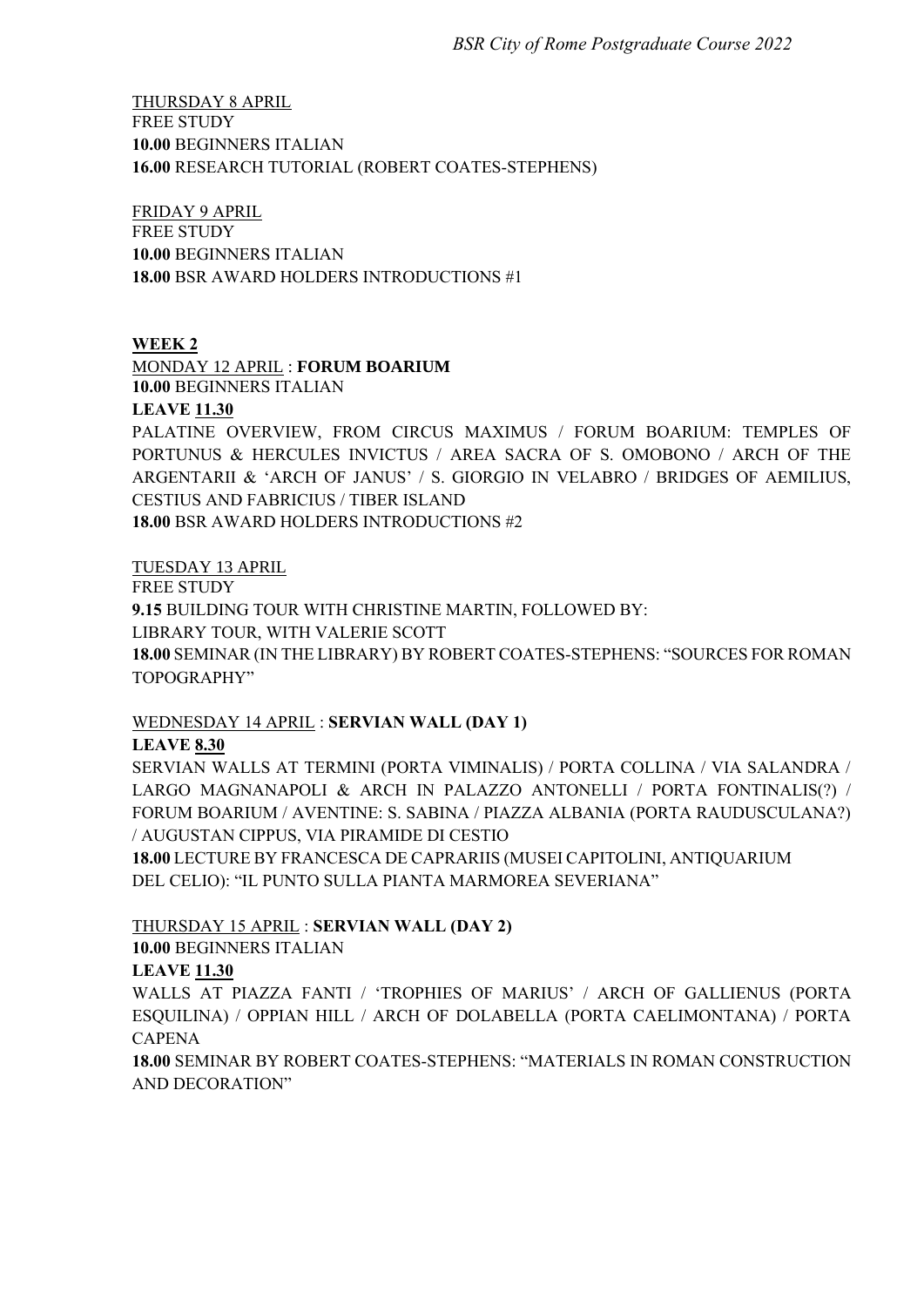<u>THURSDAY 8 APRIL</u>
FREE STUDY
**10.00** BEGINNERS ITALIAN
**16.00** RESEARCH TUTORIAL (ROBERT COATES-STEPHENS)

<u>FRIDAY 9 APRIL</u>
FREE STUDY
**10.00** BEGINNERS ITALIAN
**18.00** BSR AWARD HOLDERS INTRODUCTIONS #1

## WEEK 2

<u>MONDAY 12 APRIL</u> : **FORUM BOARIUM**
**10.00** BEGINNERS ITALIAN
**LEAVE 11.30**
PALATINE OVERVIEW, FROM CIRCUS MAXIMUS / FORUM BOARIUM: TEMPLES OF PORTUNUS & HERCULES INVICTUS / AREA SACRA OF S. OMOBONO / ARCH OF THE ARGENTARII & 'ARCH OF JANUS' / S. GIORGIO IN VELABRO / BRIDGES OF AEMILIUS, CESTIUS AND FABRICIUS / TIBER ISLAND
**18.00** BSR AWARD HOLDERS INTRODUCTIONS #2

<u>TUESDAY 13 APRIL</u>
FREE STUDY
**9.15** BUILDING TOUR WITH CHRISTINE MARTIN, FOLLOWED BY:
LIBRARY TOUR, WITH VALERIE SCOTT
**18.00** SEMINAR (IN THE LIBRARY) BY ROBERT COATES-STEPHENS: "SOURCES FOR ROMAN TOPOGRAPHY"

<u>WEDNESDAY 14 APRIL</u> : **SERVIAN WALL (DAY 1)**
**LEAVE 8.30**
SERVIAN WALLS AT TERMINI (PORTA VIMINALIS) / PORTA COLLINA / VIA SALANDRA / LARGO MAGNANAPOLI & ARCH IN PALAZZO ANTONELLI / PORTA FONTINALIS(?) / FORUM BOARIUM / AVENTINE: S. SABINA / PIAZZA ALBANIA (PORTA RAUDUSCULANA?) / AUGUSTAN CIPPUS, VIA PIRAMIDE DI CESTIO
**18.00** LECTURE BY FRANCESCA DE CAPRARIIS (MUSEI CAPITOLINI, ANTIQUARIUM DEL CELIO): "IL PUNTO SULLA PIANTA MARMOREA SEVERIANA"

<u>THURSDAY 15 APRIL</u> : **SERVIAN WALL (DAY 2)**
**10.00** BEGINNERS ITALIAN
**LEAVE 11.30**
WALLS AT PIAZZA FANTI / 'TROPHIES OF MARIUS' / ARCH OF GALLIENUS (PORTA ESQUILINA) / OPPIAN HILL / ARCH OF DOLABELLA (PORTA CAELIMONTANA) / PORTA CAPENA
**18.00** SEMINAR BY ROBERT COATES-STEPHENS: "MATERIALS IN ROMAN CONSTRUCTION AND DECORATION"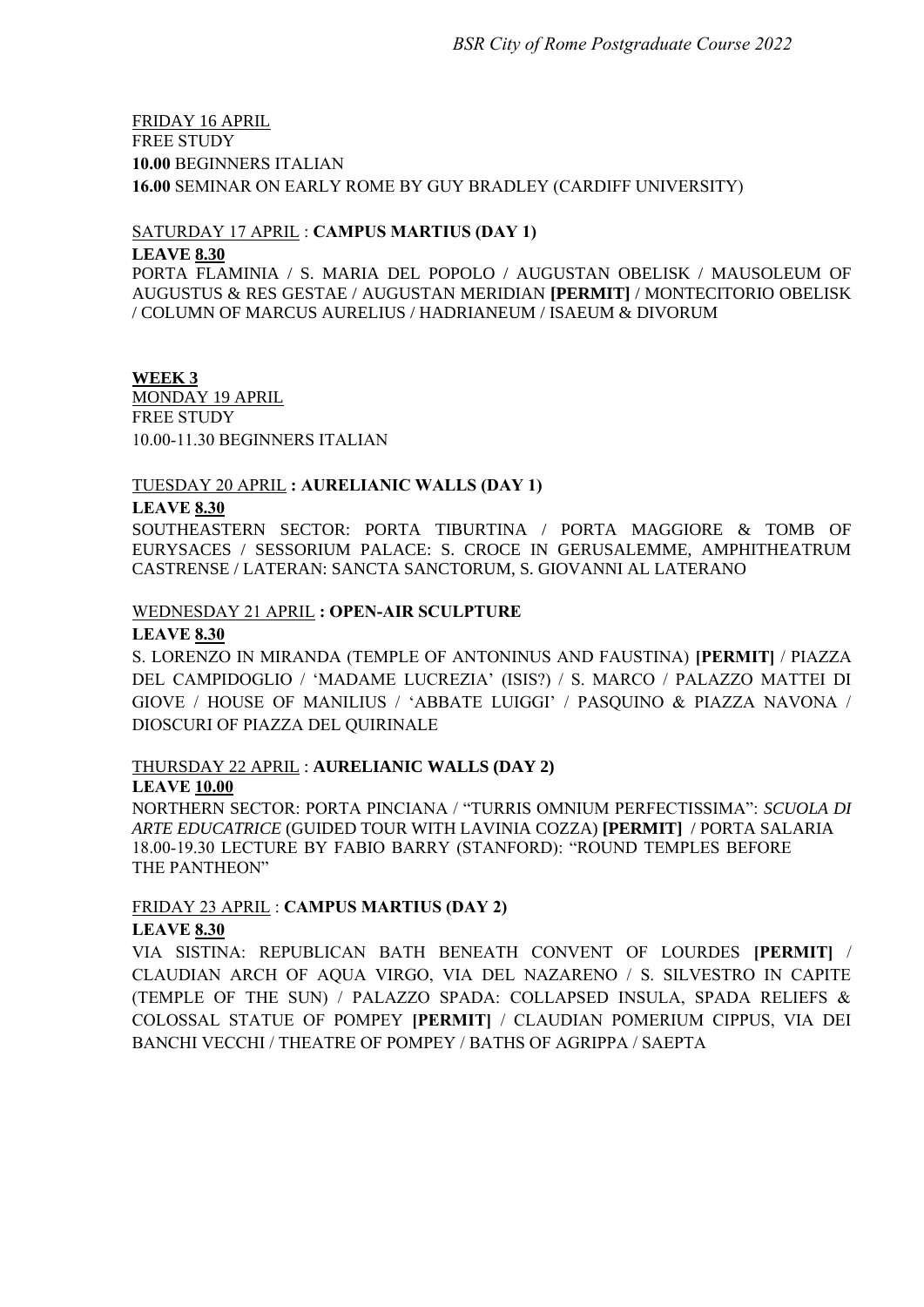FRIDAY 16 APRIL
FREE STUDY
**10.00** BEGINNERS ITALIAN
**16.00** SEMINAR ON EARLY ROME BY GUY BRADLEY (CARDIFF UNIVERSITY)

SATURDAY 17 APRIL : **CAMPUS MARTIUS (DAY 1)**
**LEAVE 8.30**
PORTA FLAMINIA / S. MARIA DEL POPOLO / AUGUSTAN OBELISK / MAUSOLEUM OF AUGUSTUS & RES GESTAE / AUGUSTAN MERIDIAN **[PERMIT]** / MONTECITORIO OBELISK / COLUMN OF MARCUS AURELIUS / HADRIANEUM / ISAEUM & DIVORUM

**WEEK 3**
MONDAY 19 APRIL
FREE STUDY
10.00-11.30 BEGINNERS ITALIAN

TUESDAY 20 APRIL **: AURELIANIC WALLS (DAY 1)**
**LEAVE 8.30**
SOUTHEASTERN SECTOR: PORTA TIBURTINA / PORTA MAGGIORE & TOMB OF EURYSACES / SESSORIUM PALACE: S. CROCE IN GERUSALEMME, AMPHITHEATRUM CASTRENSE / LATERAN: SANCTA SANCTORUM, S. GIOVANNI AL LATERANO

WEDNESDAY 21 APRIL **: OPEN-AIR SCULPTURE**
**LEAVE 8.30**
S. LORENZO IN MIRANDA (TEMPLE OF ANTONINUS AND FAUSTINA) **[PERMIT]** / PIAZZA DEL CAMPIDOGLIO / 'MADAME LUCREZIA' (ISIS?) / S. MARCO / PALAZZO MATTEI DI GIOVE / HOUSE OF MANILIUS / 'ABBATE LUIGGI' / PASQUINO & PIAZZA NAVONA / DIOSCURI OF PIAZZA DEL QUIRINALE

THURSDAY 22 APRIL : **AURELIANIC WALLS (DAY 2)**
**LEAVE 10.00**
NORTHERN SECTOR: PORTA PINCIANA / "TURRIS OMNIUM PERFECTISSIMA": *SCUOLA DI ARTE EDUCATRICE* (GUIDED TOUR WITH LAVINIA COZZA) **[PERMIT]** / PORTA SALARIA
18.00-19.30 LECTURE BY FABIO BARRY (STANFORD): "ROUND TEMPLES BEFORE THE PANTHEON"

FRIDAY 23 APRIL : **CAMPUS MARTIUS (DAY 2)**
**LEAVE 8.30**
VIA SISTINA: REPUBLICAN BATH BENEATH CONVENT OF LOURDES **[PERMIT]** / CLAUDIAN ARCH OF AQUA VIRGO, VIA DEL NAZARENO / S. SILVESTRO IN CAPITE (TEMPLE OF THE SUN) / PALAZZO SPADA: COLLAPSED INSULA, SPADA RELIEFS & COLOSSAL STATUE OF POMPEY **[PERMIT]** / CLAUDIAN POMERIUM CIPPUS, VIA DEI BANCHI VECCHI / THEATRE OF POMPEY / BATHS OF AGRIPPA / SAEPTA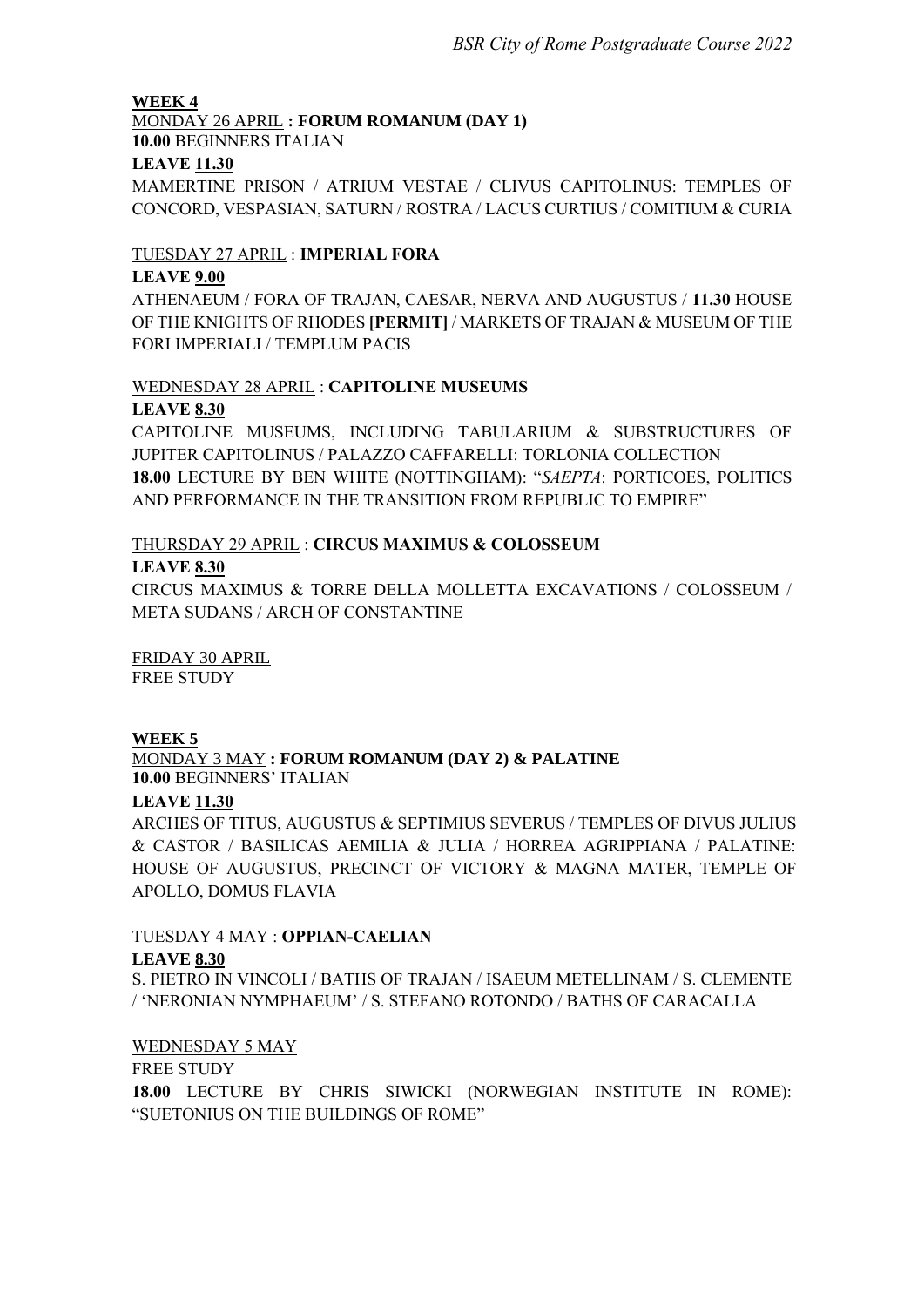**WEEK 4**

MONDAY 26 APRIL **: FORUM ROMANUM (DAY 1)**

**10.00** BEGINNERS ITALIAN

**LEAVE 11.30**

MAMERTINE PRISON / ATRIUM VESTAE / CLIVUS CAPITOLINUS: TEMPLES OF CONCORD, VESPASIAN, SATURN / ROSTRA / LACUS CURTIUS / COMITIUM & CURIA

TUESDAY 27 APRIL : **IMPERIAL FORA**

**LEAVE 9.00**

ATHENAEUM / FORA OF TRAJAN, CAESAR, NERVA AND AUGUSTUS / **11.30** HOUSE OF THE KNIGHTS OF RHODES **[PERMIT]** / MARKETS OF TRAJAN & MUSEUM OF THE FORI IMPERIALI / TEMPLUM PACIS

WEDNESDAY 28 APRIL : **CAPITOLINE MUSEUMS**

**LEAVE 8.30**

CAPITOLINE MUSEUMS, INCLUDING TABULARIUM & SUBSTRUCTURES OF JUPITER CAPITOLINUS / PALAZZO CAFFARELLI: TORLONIA COLLECTION

**18.00** LECTURE BY BEN WHITE (NOTTINGHAM): "*SAEPTA*: PORTICOES, POLITICS AND PERFORMANCE IN THE TRANSITION FROM REPUBLIC TO EMPIRE"

THURSDAY 29 APRIL : **CIRCUS MAXIMUS & COLOSSEUM**

**LEAVE 8.30**

CIRCUS MAXIMUS & TORRE DELLA MOLLETTA EXCAVATIONS / COLOSSEUM / META SUDANS / ARCH OF CONSTANTINE

FRIDAY 30 APRIL

FREE STUDY

**WEEK 5**

MONDAY 3 MAY **: FORUM ROMANUM (DAY 2) & PALATINE**

**10.00** BEGINNERS' ITALIAN

**LEAVE 11.30**

ARCHES OF TITUS, AUGUSTUS & SEPTIMIUS SEVERUS / TEMPLES OF DIVUS JULIUS & CASTOR / BASILICAS AEMILIA & JULIA / HORREA AGRIPPIANA / PALATINE: HOUSE OF AUGUSTUS, PRECINCT OF VICTORY & MAGNA MATER, TEMPLE OF APOLLO, DOMUS FLAVIA

TUESDAY 4 MAY : **OPPIAN-CAELIAN**

**LEAVE 8.30**

S. PIETRO IN VINCOLI / BATHS OF TRAJAN / ISAEUM METELLINAM / S. CLEMENTE / 'NERONIAN NYMPHAEUM' / S. STEFANO ROTONDO / BATHS OF CARACALLA

WEDNESDAY 5 MAY

FREE STUDY

**18.00** LECTURE BY CHRIS SIWICKI (NORWEGIAN INSTITUTE IN ROME): "SUETONIUS ON THE BUILDINGS OF ROME"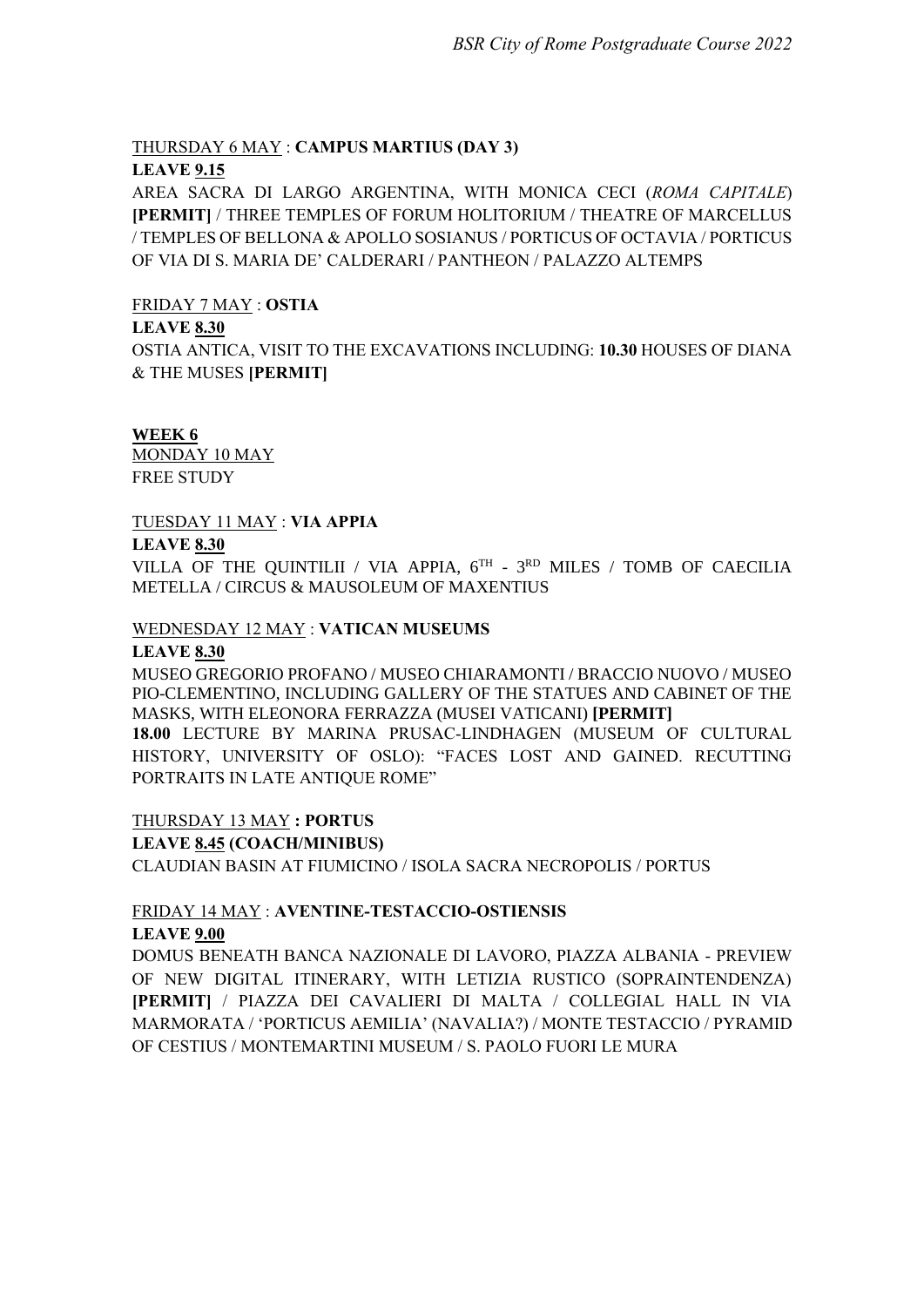THURSDAY 6 MAY : **CAMPUS MARTIUS (DAY 3)**

**LEAVE 9.15**

AREA SACRA DI LARGO ARGENTINA, WITH MONICA CECI (*ROMA CAPITALE*) **[PERMIT]** / THREE TEMPLES OF FORUM HOLITORIUM / THEATRE OF MARCELLUS / TEMPLES OF BELLONA & APOLLO SOSIANUS / PORTICUS OF OCTAVIA / PORTICUS OF VIA DI S. MARIA DE' CALDERARI / PANTHEON / PALAZZO ALTEMPS

FRIDAY 7 MAY : **OSTIA**

**LEAVE 8.30**

OSTIA ANTICA, VISIT TO THE EXCAVATIONS INCLUDING: **10.30** HOUSES OF DIANA & THE MUSES **[PERMIT]**

## WEEK 6

MONDAY 10 MAY

FREE STUDY

TUESDAY 11 MAY : **VIA APPIA**

**LEAVE 8.30**

VILLA OF THE QUINTILII / VIA APPIA, 6TH - 3RD MILES / TOMB OF CAECILIA METELLA / CIRCUS & MAUSOLEUM OF MAXENTIUS

WEDNESDAY 12 MAY : **VATICAN MUSEUMS**

**LEAVE 8.30**

MUSEO GREGORIO PROFANO / MUSEO CHIARAMONTI / BRACCIO NUOVO / MUSEO PIO-CLEMENTINO, INCLUDING GALLERY OF THE STATUES AND CABINET OF THE MASKS, WITH ELEONORA FERRAZZA (MUSEI VATICANI) **[PERMIT]**

**18.00** LECTURE BY MARINA PRUSAC-LINDHAGEN (MUSEUM OF CULTURAL HISTORY, UNIVERSITY OF OSLO): "FACES LOST AND GAINED. RECUTTING PORTRAITS IN LATE ANTIQUE ROME"

THURSDAY 13 MAY **: PORTUS**

**LEAVE 8.45 (COACH/MINIBUS)**

CLAUDIAN BASIN AT FIUMICINO / ISOLA SACRA NECROPOLIS / PORTUS

FRIDAY 14 MAY : **AVENTINE-TESTACCIO-OSTIENSIS**

**LEAVE 9.00**

DOMUS BENEATH BANCA NAZIONALE DI LAVORO, PIAZZA ALBANIA - PREVIEW OF NEW DIGITAL ITINERARY, WITH LETIZIA RUSTICO (SOPRAINTENDENZA) **[PERMIT]** / PIAZZA DEI CAVALIERI DI MALTA / COLLEGIAL HALL IN VIA MARMORATA / 'PORTICUS AEMILIA' (NAVALIA?) / MONTE TESTACCIO / PYRAMID OF CESTIUS / MONTEMARTINI MUSEUM / S. PAOLO FUORI LE MURA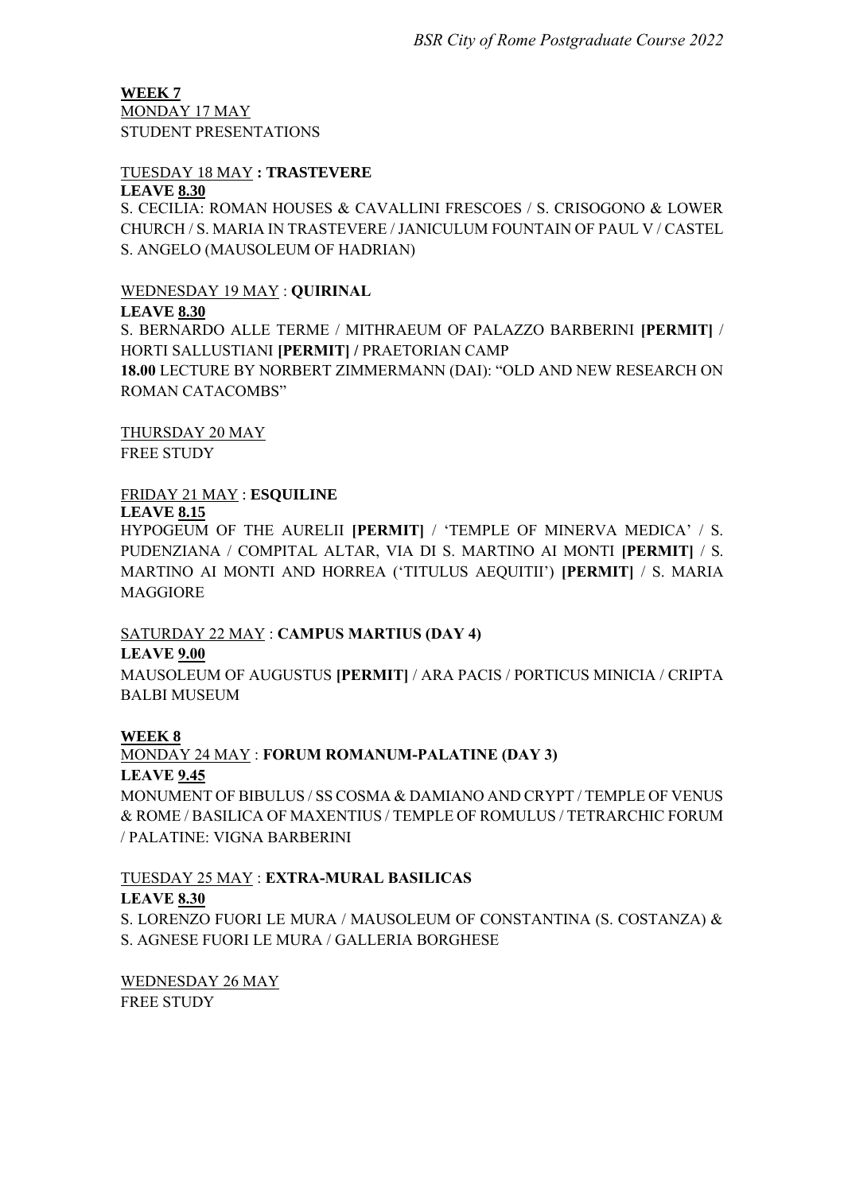**WEEK 7**

MONDAY 17 MAY
STUDENT PRESENTATIONS

TUESDAY 18 MAY **: TRASTEVERE**
**LEAVE 8.30**
S. CECILIA: ROMAN HOUSES & CAVALLINI FRESCOES / S. CRISOGONO & LOWER CHURCH / S. MARIA IN TRASTEVERE / JANICULUM FOUNTAIN OF PAUL V / CASTEL S. ANGELO (MAUSOLEUM OF HADRIAN)

WEDNESDAY 19 MAY : **QUIRINAL**
**LEAVE 8.30**
S. BERNARDO ALLE TERME / MITHRAEUM OF PALAZZO BARBERINI **[PERMIT]** / HORTI SALLUSTIANI **[PERMIT] /** PRAETORIAN CAMP
**18.00** LECTURE BY NORBERT ZIMMERMANN (DAI): "OLD AND NEW RESEARCH ON ROMAN CATACOMBS"

THURSDAY 20 MAY
FREE STUDY

FRIDAY 21 MAY : **ESQUILINE**
**LEAVE 8.15**
HYPOGEUM OF THE AURELII **[PERMIT]** / 'TEMPLE OF MINERVA MEDICA' / S. PUDENZIANA / COMPITAL ALTAR, VIA DI S. MARTINO AI MONTI **[PERMIT]** / S. MARTINO AI MONTI AND HORREA ('TITULUS AEQUITII') **[PERMIT]** / S. MARIA MAGGIORE

SATURDAY 22 MAY : **CAMPUS MARTIUS (DAY 4)**
**LEAVE 9.00**
MAUSOLEUM OF AUGUSTUS **[PERMIT]** / ARA PACIS / PORTICUS MINICIA / CRIPTA BALBI MUSEUM

**WEEK 8**

MONDAY 24 MAY : **FORUM ROMANUM-PALATINE (DAY 3)**
**LEAVE 9.45**
MONUMENT OF BIBULUS / SS COSMA & DAMIANO AND CRYPT / TEMPLE OF VENUS & ROME / BASILICA OF MAXENTIUS / TEMPLE OF ROMULUS / TETRARCHIC FORUM / PALATINE: VIGNA BARBERINI

TUESDAY 25 MAY : **EXTRA-MURAL BASILICAS**
**LEAVE 8.30**
S. LORENZO FUORI LE MURA / MAUSOLEUM OF CONSTANTINA (S. COSTANZA) & S. AGNESE FUORI LE MURA / GALLERIA BORGHESE

WEDNESDAY 26 MAY
FREE STUDY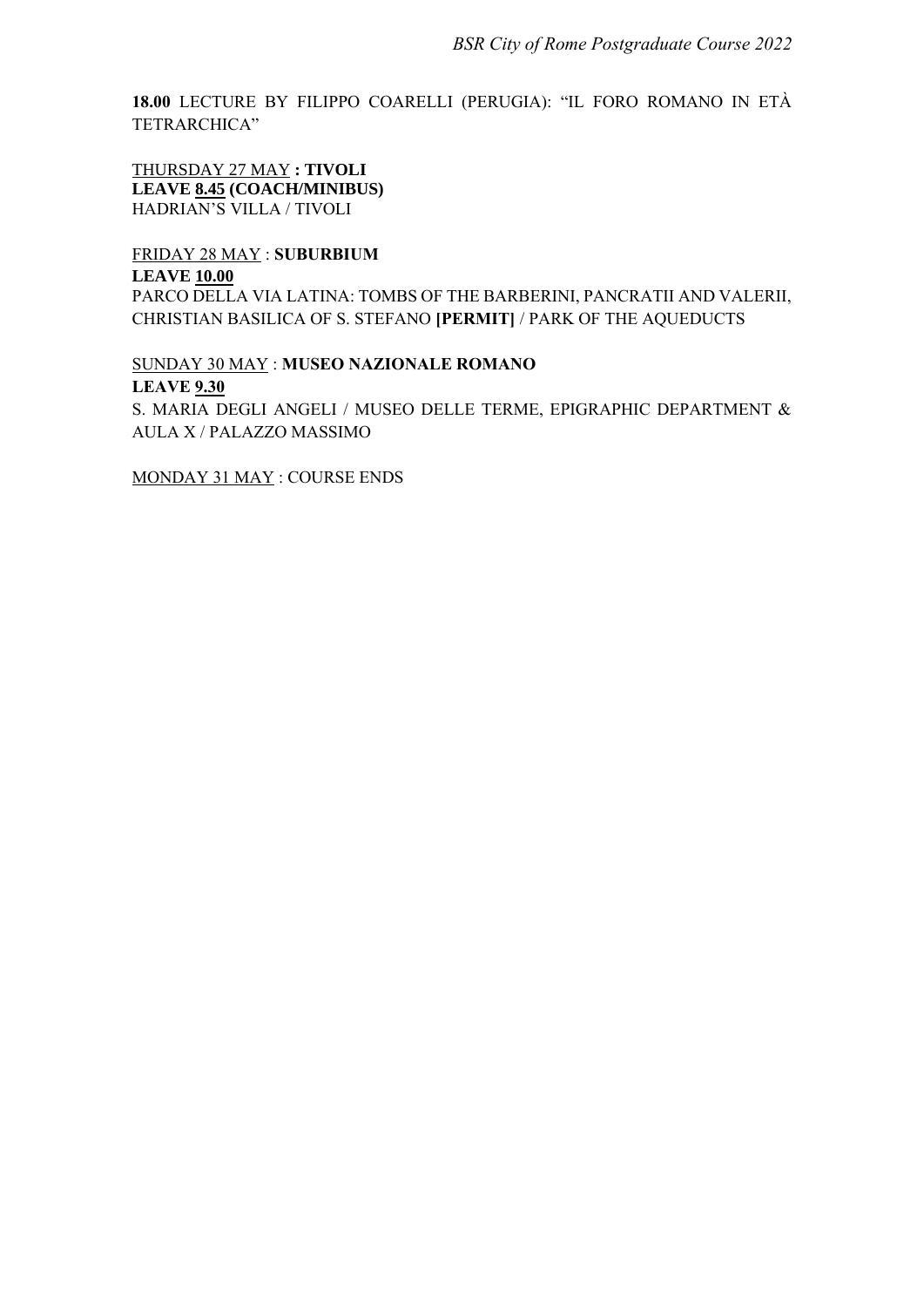**18.00** LECTURE BY FILIPPO COARELLI (PERUGIA): "IL FORO ROMANO IN ETÀ TETRARCHICA"

<u>THURSDAY 27 MAY</u> **: TIVOLI**
**LEAVE <u>8.45</u> (COACH/MINIBUS)**
HADRIAN'S VILLA / TIVOLI

<u>FRIDAY 28 MAY</u> : **SUBURBIUM**
**LEAVE <u>10.00</u>**
PARCO DELLA VIA LATINA: TOMBS OF THE BARBERINI, PANCRATII AND VALERII, CHRISTIAN BASILICA OF S. STEFANO **[PERMIT]** / PARK OF THE AQUEDUCTS

<u>SUNDAY 30 MAY</u> : **MUSEO NAZIONALE ROMANO**
**LEAVE <u>9.30</u>**
S. MARIA DEGLI ANGELI / MUSEO DELLE TERME, EPIGRAPHIC DEPARTMENT & AULA X / PALAZZO MASSIMO

<u>MONDAY 31 MAY</u> : COURSE ENDS